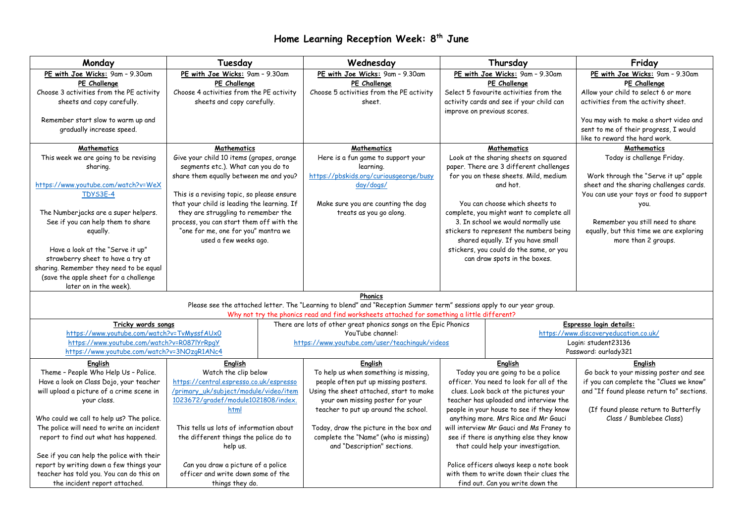# Home Learning Reception Week: 8th June

| Monday | Tuesday | Wednesday | Thursday | Friday |
|---|---|---|---|---|
| **PE with Joe Wicks:** 9am – 9.30am<br>**PE Challenge**<br>Choose 3 activities from the PE activity sheets and copy carefully.<br><br>Remember start slow to warm up and gradually increase speed. | **PE with Joe Wicks:** 9am – 9.30am<br>**PE Challenge**<br>Choose 4 activities from the PE activity sheets and copy carefully. | **PE with Joe Wicks:** 9am – 9.30am<br>**PE Challenge**<br>Choose 5 activities from the PE activity sheet. | **PE with Joe Wicks:** 9am – 9.30am<br>**PE Challenge**<br>Select 5 favourite activities from the activity cards and see if your child can improve on previous scores. | **PE with Joe Wicks:** 9am – 9.30am<br>**PE Challenge**<br>Allow your child to select 6 or more activities from the activity sheet.<br><br>You may wish to make a short video and sent to me of their progress, I would like to reward the hard work. |
| **Mathematics**<br>This week we are going to be revising sharing.<br><br>https://www.youtube.com/watch?v=WeXTDYS3E-4<br><br>The Numberjacks are a super helpers. See if you can help them to share equally.<br><br>Have a look at the "Serve it up" strawberry sheet to have a try at sharing. Remember they need to be equal (save the apple sheet for a challenge later on in the week). | **Mathematics**<br>Give your child 10 items (grapes, orange segments etc.). What can you do to share them equally between me and you?<br><br>This is a revising topic, so please ensure that your child is leading the learning. If they are struggling to remember the process, you can start them off with the "one for me, one for you" mantra we used a few weeks ago. | **Mathematics**<br>Here is a fun game to support your learning.<br>https://pbskids.org/curiousgeorge/busyday/dogs/<br><br>Make sure you are counting the dog treats as you go along. | **Mathematics**<br>Look at the sharing sheets on squared paper. There are 3 different challenges for you on these sheets. Mild, medium and hot.<br><br>You can choose which sheets to complete, you might want to complete all 3. In school we would normally use stickers to represent the numbers being shared equally. If you have small stickers, you could do the same, or you can draw spots in the boxes. | **Mathematics**<br>Today is challenge Friday.<br><br>Work through the "Serve it up" apple sheet and the sharing challenges cards. You can use your toys or food to support you.<br><br>Remember you still need to share equally, but this time we are exploring more than 2 groups. |

**Phonics**

Please see the attached letter. The "Learning to blend" and "Reception Summer term" sessions apply to our year group.

Why not try the phonics read and find worksheets attached for something a little different?

| **Tricky words songs** | There are lots of other great phonics songs on the Epic Phonics YouTube channel: | **Espresso login details:** |
|---|---|---|
| https://www.youtube.com/watch?v=TvMyssfAUx0<br>https://www.youtube.com/watch?v=R087lYrRpgY<br>https://www.youtube.com/watch?v=3NOzgR1ANc4 | https://www.youtube.com/user/teachinguk/videos | https://www.discoveryeducation.co.uk/<br>Login: student23136<br>Password: ourlady321 |

| English | English | English | English | English |
|---|---|---|---|---|
| Theme – People Who Help Us – Police. Have a look on Class Dojo, your teacher will upload a picture of a crime scene in your class.<br><br>Who could we call to help us? The police. The police will need to write an incident report to find out what has happened.<br><br>See if you can help the police with their report by writing down a few things your teacher has told you. You can do this on the incident report attached. | Watch the clip below<br>https://central.espresso.co.uk/espresso/primary_uk/subject/module/video/item1023672/gradef/module1021808/index.html<br><br>This tells us lots of information about the different things the police do to help us.<br><br>Can you draw a picture of a police officer and write down some of the things they do. | To help us when something is missing, people often put up missing posters. Using the sheet attached, start to make your own missing poster for your teacher to put up around the school.<br><br>Today, draw the picture in the box and complete the "Name" (who is missing) and "Description" sections. | Today you are going to be a police officer. You need to look for all of the clues. Look back at the pictures your teacher has uploaded and interview the people in your house to see if they know anything more. Mrs Rice and Mr Gauci will interview Mr Gauci and Ms Franey to see if there is anything else they know that could help your investigation.<br><br>Police officers always keep a note book with them to write down their clues the find out. Can you write down the | Go back to your missing poster and see if you can complete the "Clues we know" and "If found please return to" sections.<br><br>(If found please return to Butterfly Class / Bumblebee Class) |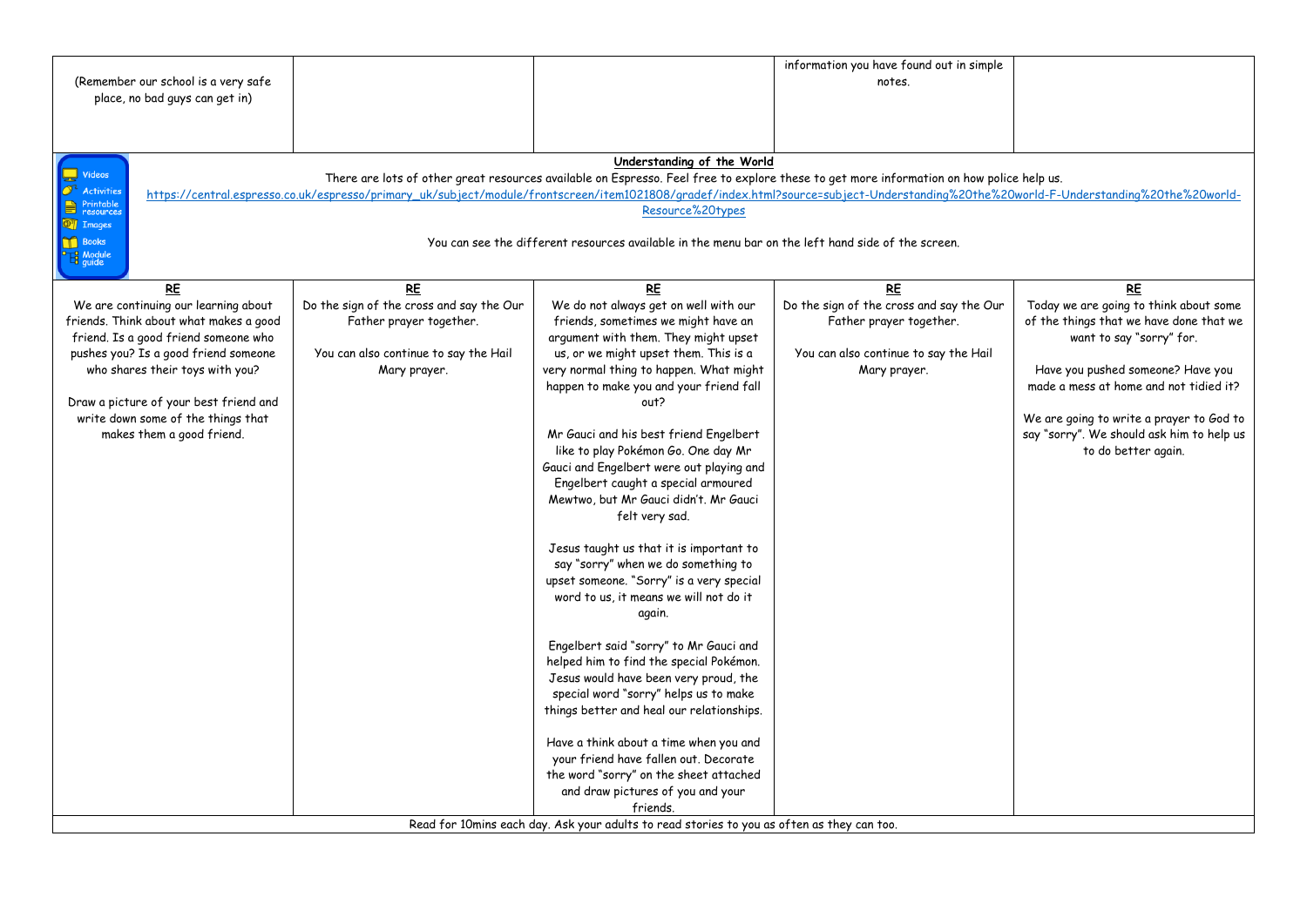| | | | | |
|---|---|---|---|---|
| (Remember our school is a very safe place, no bad guys can get in) | | | information you have found out in simple notes. | |

**Understanding of the World**

There are lots of other great resources available on Espresso. Feel free to explore these to get more information on how police help us.

https://central.espresso.co.uk/espresso/primary_uk/subject/module/frontscreen/item1021808/gradef/index.html?source=subject-Understanding%20the%20world-F-Understanding%20the%20world-Resource%20types

You can see the different resources available in the menu bar on the left hand side of the screen.

| RE | RE | RE | RE | RE |
|---|---|---|---|---|
| We are continuing our learning about friends. Think about what makes a good friend. Is a good friend someone who pushes you? Is a good friend someone who shares their toys with you?<br><br>Draw a picture of your best friend and write down some of the things that makes them a good friend. | Do the sign of the cross and say the Our Father prayer together.<br><br>You can also continue to say the Hail Mary prayer. | We do not always get on well with our friends, sometimes we might have an argument with them. They might upset us, or we might upset them. This is a very normal thing to happen. What might happen to make you and your friend fall out?<br><br>Mr Gauci and his best friend Engelbert like to play Pokémon Go. One day Mr Gauci and Engelbert were out playing and Engelbert caught a special armoured Mewtwo, but Mr Gauci didn't. Mr Gauci felt very sad.<br><br>Jesus taught us that it is important to say "sorry" when we do something to upset someone. "Sorry" is a very special word to us, it means we will not do it again.<br><br>Engelbert said "sorry" to Mr Gauci and helped him to find the special Pokémon. Jesus would have been very proud, the special word "sorry" helps us to make things better and heal our relationships.<br><br>Have a think about a time when you and your friend have fallen out. Decorate the word "sorry" on the sheet attached and draw pictures of you and your friends. | Do the sign of the cross and say the Our Father prayer together.<br><br>You can also continue to say the Hail Mary prayer. | Today we are going to think about some of the things that we have done that we want to say "sorry" for.<br><br>Have you pushed someone? Have you made a mess at home and not tidied it?<br><br>We are going to write a prayer to God to say "sorry". We should ask him to help us to do better again. |

Read for 10mins each day. Ask your adults to read stories to you as often as they can too.